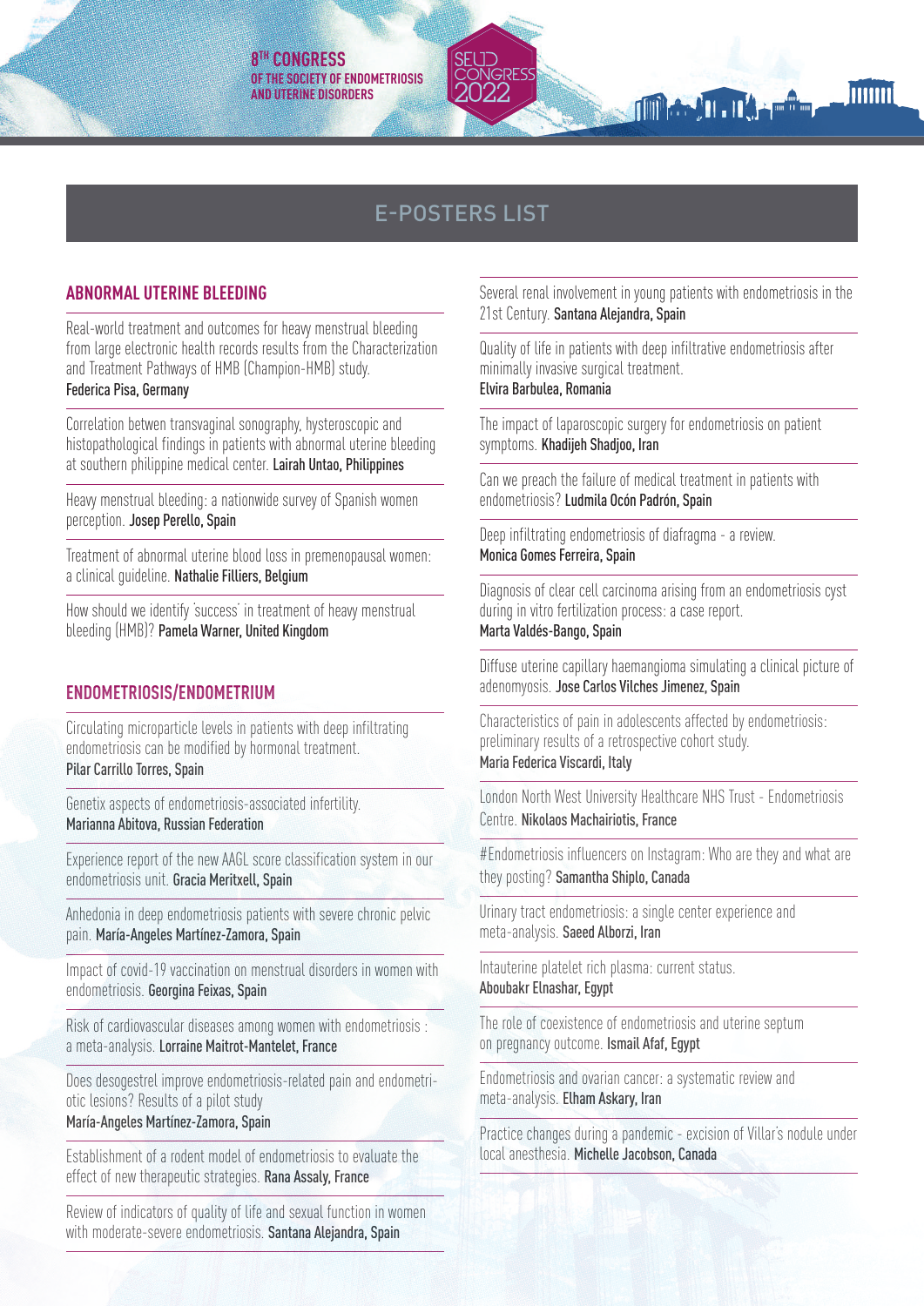# E-POSTERS LIST

## ABNORMAL UTERINE BLEEDING

Real-world treatment and outcomes for heavy menstrual bleeding from large electronic health records results from the Characterization and Treatment Pathways of HMB (Champion-HMB) study. **Federica Pisa, Germany**

Correlation betwen transvaginal sonography, hysteroscopic and histopathological findings in patients with abnormal uterine bleeding at southern philippine medical center. **Lairah Untao, Philippines**

Heavy menstrual bleeding: a nationwide survey of Spanish women perception. **Josep Perello, Spain**

Treatment of abnormal uterine blood loss in premenopausal women: a clinical guideline. **Nathalie Filliers, Belgium**

How should we identify 'success' in treatment of heavy menstrual bleeding (HMB)? **Pamela Warner, United Kingdom**

## ENDOMETRIOSIS/ENDOMETRIUM

Circulating microparticle levels in patients with deep infiltrating endometriosis can be modified by hormonal treatment. **Pilar Carrillo Torres, Spain**

Genetix aspects of endometriosis-associated infertility. **Marianna Abitova, Russian Federation**

Experience report of the new AAGL score classification system in our endometriosis unit. **Gracia Meritxell, Spain**

Anhedonia in deep endometriosis patients with severe chronic pelvic pain. **María-Angeles Martínez-Zamora, Spain**

Impact of covid-19 vaccination on menstrual disorders in women with endometriosis. **Georgina Feixas, Spain**

Risk of cardiovascular diseases among women with endometriosis : a meta-analysis. **Lorraine Maitrot-Mantelet, France**

Does desogestrel improve endometriosis-related pain and endometriotic lesions? Results of a pilot study **María-Angeles Martínez-Zamora, Spain**

Establishment of a rodent model of endometriosis to evaluate the effect of new therapeutic strategies. **Rana Assaly, France**

Review of indicators of quality of life and sexual function in women with moderate-severe endometriosis. **Santana Alejandra, Spain**

Several renal involvement in young patients with endometriosis in the 21st Century. **Santana Alejandra, Spain**

Quality of life in patients with deep infiltrative endometriosis after minimally invasive surgical treatment. **Elvira Barbulea, Romania**

The impact of laparoscopic surgery for endometriosis on patient symptoms. **Khadijeh Shadjoo, Iran**

Can we preach the failure of medical treatment in patients with endometriosis? **Ludmila Ocón Padrón, Spain**

Deep infiltrating endometriosis of diafragma - a review. **Monica Gomes Ferreira, Spain**

Diagnosis of clear cell carcinoma arising from an endometriosis cyst during in vitro fertilization process: a case report. **Marta Valdés-Bango, Spain**

Diffuse uterine capillary haemangioma simulating a clinical picture of adenomyosis. **Jose Carlos Vilches Jimenez, Spain**

Characteristics of pain in adolescents affected by endometriosis: preliminary results of a retrospective cohort study. **Maria Federica Viscardi, Italy**

London North West University Healthcare NHS Trust - Endometriosis Centre. **Nikolaos Machairiotis, France**

#Endometriosis influencers on Instagram: Who are they and what are they posting? **Samantha Shiplo, Canada**

Urinary tract endometriosis: a single center experience and meta-analysis. **Saeed Alborzi, Iran**

Intauterine platelet rich plasma: current status. **Aboubakr Elnashar, Egypt**

The role of coexistence of endometriosis and uterine septum on pregnancy outcome. **Ismail Afaf, Egypt**

Endometriosis and ovarian cancer: a systematic review and meta-analysis. **Elham Askary, Iran**

Practice changes during a pandemic - excision of Villar's nodule under local anesthesia. **Michelle Jacobson, Canada**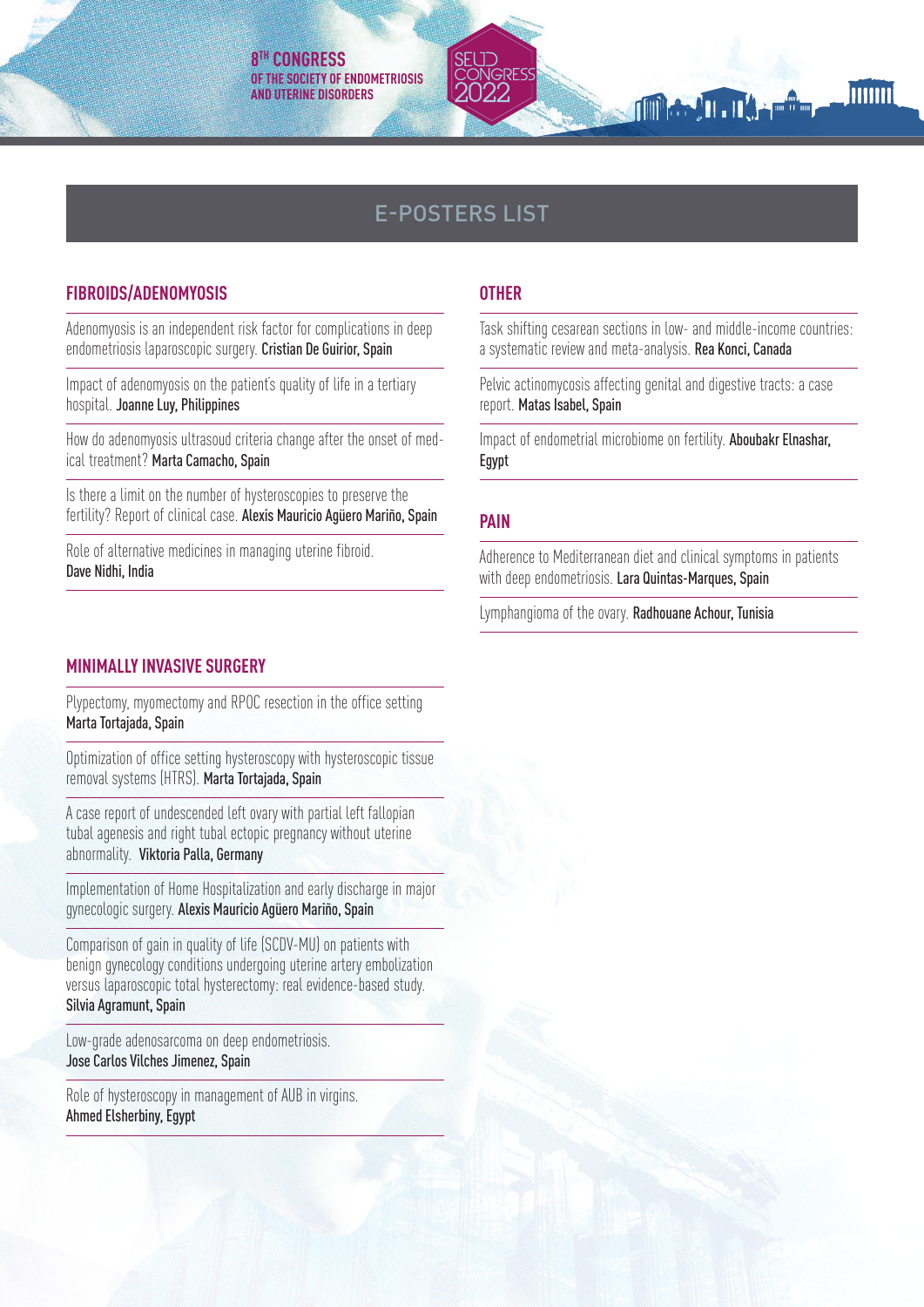# E-POSTERS LIST

## FIBROIDS/ADENOMYOSIS

Adenomyosis is an independent risk factor for complications in deep endometriosis laparoscopic surgery. **Cristian De Guirior, Spain**

Impact of adenomyosis on the patient's quality of life in a tertiary hospital. **Joanne Luy, Philippines**

How do adenomyosis ultrasoud criteria change after the onset of medical treatment? **Marta Camacho, Spain**

Is there a limit on the number of hysteroscopies to preserve the fertility? Report of clinical case. **Alexis Mauricio Agüero Mariño, Spain**

Role of alternative medicines in managing uterine fibroid. **Dave Nidhi, India**

## MINIMALLY INVASIVE SURGERY

Plypectomy, myomectomy and RPOC resection in the office setting **Marta Tortajada, Spain**

Optimization of office setting hysteroscopy with hysteroscopic tissue removal systems (HTRS). **Marta Tortajada, Spain**

A case report of undescended left ovary with partial left fallopian tubal agenesis and right tubal ectopic pregnancy without uterine abnormality. **Viktoria Palla, Germany**

Implementation of Home Hospitalization and early discharge in major gynecologic surgery. **Alexis Mauricio Agüero Mariño, Spain**

Comparison of gain in quality of life (SCDV-MU) on patients with benign gynecology conditions undergoing uterine artery embolization versus laparoscopic total hysterectomy: real evidence-based study. **Silvia Agramunt, Spain**

Low-grade adenosarcoma on deep endometriosis. **Jose Carlos Vilches Jimenez, Spain**

Role of hysteroscopy in management of AUB in virgins. **Ahmed Elsherbiny, Egypt**

## OTHER

Task shifting cesarean sections in low- and middle-income countries: a systematic review and meta-analysis. **Rea Konci, Canada**

Pelvic actinomycosis affecting genital and digestive tracts: a case report. **Matas Isabel, Spain**

Impact of endometrial microbiome on fertility. **Aboubakr Elnashar, Egypt**

## PAIN

Adherence to Mediterranean diet and clinical symptoms in patients with deep endometriosis. **Lara Quintas-Marques, Spain**

Lymphangioma of the ovary. **Radhouane Achour, Tunisia**